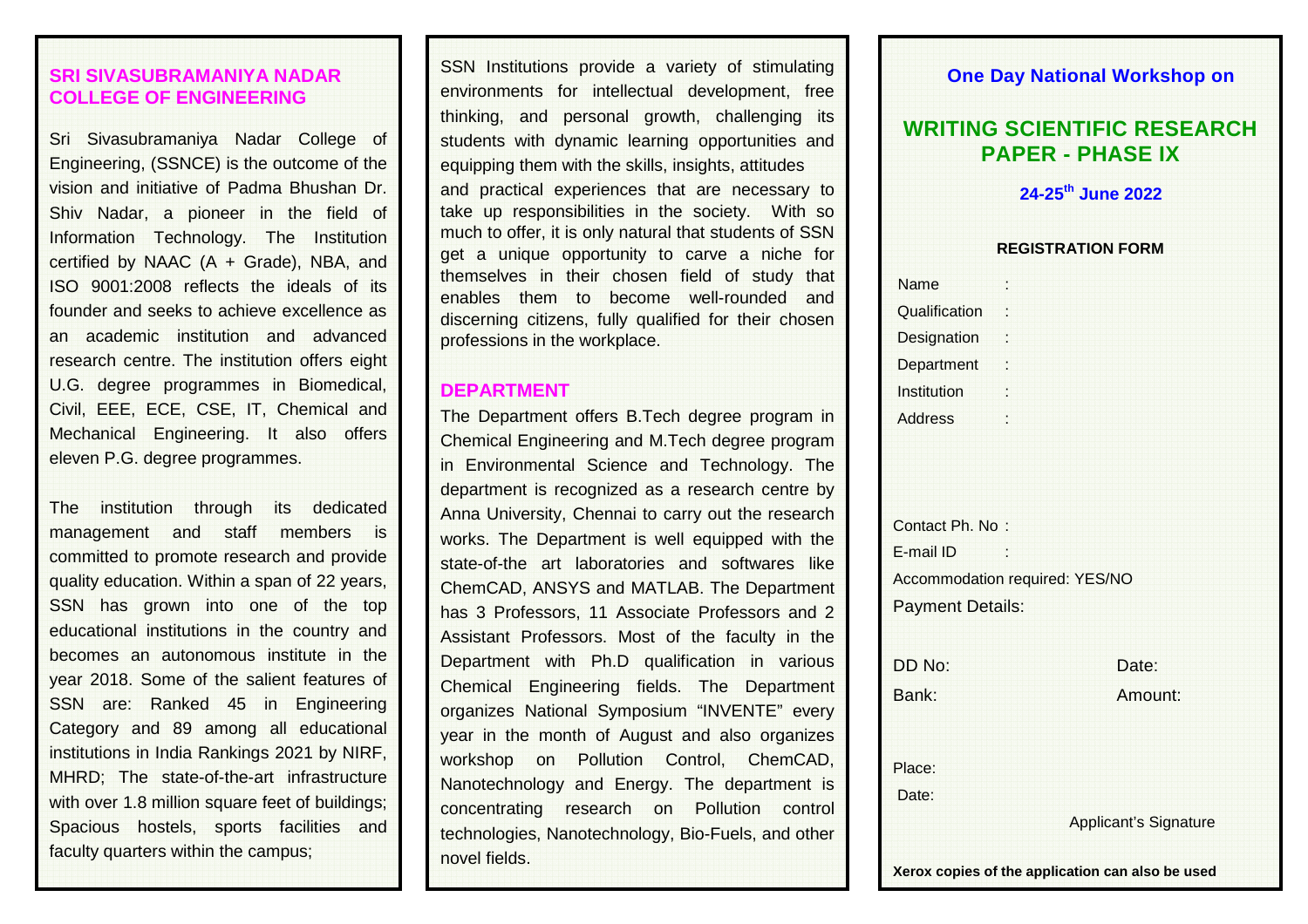## SRI SIVASUBRAMANIYA NADAR COLLEGE OF ENGINEERING

Sri Sivasubramaniya Nadar College of Engineering, (SSNCE) is the outcome of the vision and initiative of Padma Bhushan Dr. Shiv Nadar, a pioneer in the field of Information Technology. The Institution certified by NAAC (A + Grade), NBA, and ISO 9001:2008 reflects the ideals of its founder and seeks to achieve excellence as an academic institution and advanced research centre. The institution offers eight U.G. degree programmes in Biomedical, Civil, EEE, ECE, CSE, IT, Chemical and Mechanical Engineering. It also offers eleven P.G. degree programmes.

The institution through its dedicated management and staff members is committed to promote research and provide quality education. Within a span of 22 years, SSN has grown into one of the top educational institutions in the country and becomes an autonomous institute in the year 2018. Some of the salient features of SSN are: Ranked 45 in Engineering Category and 89 among all educational institutions in India Rankings 2021 by NIRF, MHRD; The state-of-the-art infrastructure with over 1.8 million square feet of buildings; Spacious hostels, sports facilities and faculty quarters within the campus;

SSN Institutions provide a variety of stimulating environments for intellectual development, free thinking, and personal growth, challenging its students with dynamic learning opportunities and equipping them with the skills, insights, attitudes and practical experiences that are necessary to take up responsibilities in the society. With so much to offer, it is only natural that students of SSN get a unique opportunity to carve a niche for themselves in their chosen field of study that enables them to become well-rounded and discerning citizens, fully qualified for their chosen professions in the workplace.

## DEPARTMENT

The Department offers B.Tech degree program in Chemical Engineering and M.Tech degree program in Environmental Science and Technology. The department is recognized as a research centre by Anna University, Chennai to carry out the research works. The Department is well equipped with the state-of-the art laboratories and softwares like ChemCAD, ANSYS and MATLAB. The Department has 3 Professors, 11 Associate Professors and 2 Assistant Professors. Most of the faculty in the Department with Ph.D qualification in various Chemical Engineering fields. The Department organizes National Symposium "INVENTE" every year in the month of August and also organizes workshop on Pollution Control, ChemCAD, Nanotechnology and Energy. The department is concentrating research on Pollution control technologies, Nanotechnology, Bio-Fuels, and other novel fields.

**One Day National Workshop on**

# WRITING SCIENTIFIC RESEARCH PAPER - PHASE IX

**24-25th June 2022**

**REGISTRATION FORM**

Name :

Qualification :

Designation :

Department :

Institution :

Address :

Contact Ph. No :

E-mail ID :

Accommodation required: YES/NO

Payment Details:

DD No: Date:

Bank: Amount:

Place:

Date:

Applicant's Signature

**Xerox copies of the application can also be used**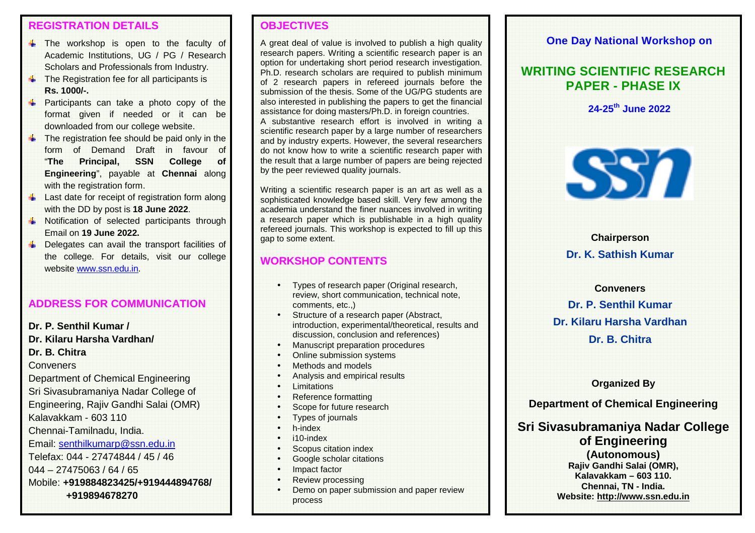## REGISTRATION DETAILS

- The workshop is open to the faculty of Academic Institutions, UG / PG / Research Scholars and Professionals from Industry.
- The Registration fee for all participants is **Rs. 1000/-.**
- Participants can take a photo copy of the format given if needed or it can be downloaded from our college website.
- The registration fee should be paid only in the form of Demand Draft in favour of "**The Principal, SSN College of Engineering**", payable at **Chennai** along with the registration form.
- Last date for receipt of registration form along with the DD by post is **18 June 2022**.
- Notification of selected participants through Email on **19 June 2022.**
- Delegates can avail the transport facilities of the college. For details, visit our college website www.ssn.edu.in.

## ADDRESS FOR COMMUNICATION

**Dr. P. Senthil Kumar /**
**Dr. Kilaru Harsha Vardhan/**
**Dr. B. Chitra**
Conveners
Department of Chemical Engineering
Sri Sivasubramaniya Nadar College of Engineering, Rajiv Gandhi Salai (OMR)
Kalavakkam - 603 110
Chennai-Tamilnadu, India.
Email: senthilkumarp@ssn.edu.in
Telefax: 044 - 27474844 / 45 / 46
044 – 27475063 / 64 / 65
Mobile: **+919884823425/+919444894768/ +919894678270**

## OBJECTIVES

A great deal of value is involved to publish a high quality research papers. Writing a scientific research paper is an option for undertaking short period research investigation. Ph.D. research scholars are required to publish minimum of 2 research papers in refereed journals before the submission of the thesis. Some of the UG/PG students are also interested in publishing the papers to get the financial assistance for doing masters/Ph.D. in foreign countries.
A substantive research effort is involved in writing a scientific research paper by a large number of researchers and by industry experts. However, the several researchers do not know how to write a scientific research paper with the result that a large number of papers are being rejected by the peer reviewed quality journals.

Writing a scientific research paper is an art as well as a sophisticated knowledge based skill. Very few among the academia understand the finer nuances involved in writing a research paper which is publishable in a high quality refereed journals. This workshop is expected to fill up this gap to some extent.

## WORKSHOP CONTENTS

- Types of research paper (Original research, review, short communication, technical note, comments, etc.,)
- Structure of a research paper (Abstract, introduction, experimental/theoretical, results and discussion, conclusion and references)
- Manuscript preparation procedures
- Online submission systems
- Methods and models
- Analysis and empirical results
- Limitations
- Reference formatting
- Scope for future research
- Types of journals
- h-index
- i10-index
- Scopus citation index
- Google scholar citations
- Impact factor
- Review processing
- Demo on paper submission and paper review process

**One Day National Workshop on**

# WRITING SCIENTIFIC RESEARCH PAPER - PHASE IX

**24-25th June 2022**

**Chairperson**
**Dr. K. Sathish Kumar**

**Conveners**
**Dr. P. Senthil Kumar**
**Dr. Kilaru Harsha Vardhan**
**Dr. B. Chitra**

**Organized By**

**Department of Chemical Engineering**

**Sri Sivasubramaniya Nadar College of Engineering**
**(Autonomous)**
**Rajiv Gandhi Salai (OMR),**
**Kalavakkam – 603 110.**
**Chennai, TN - India.**
**Website: http://www.ssn.edu.in**